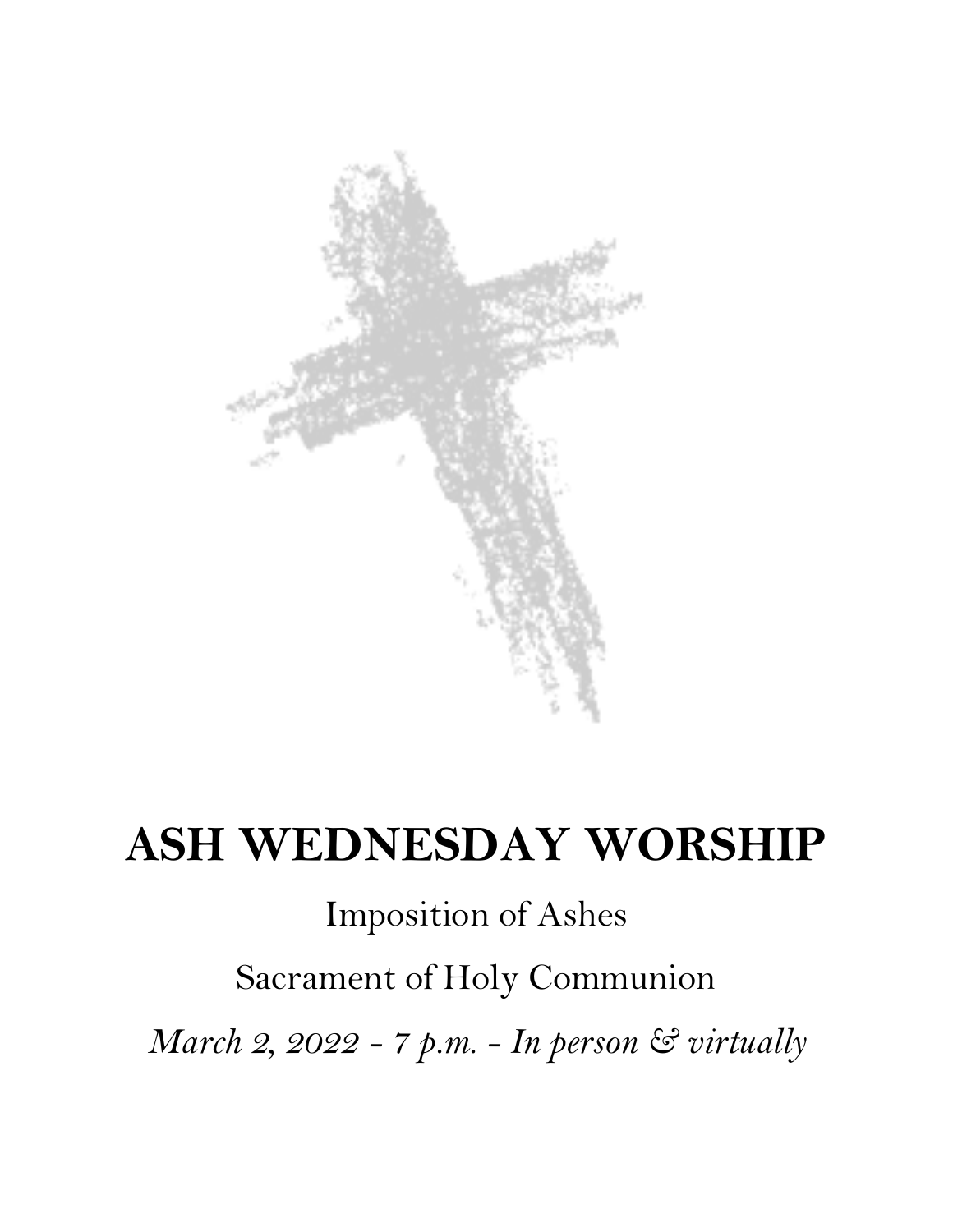# ASH WEDNESDAY WORSHIP

Imposition of Ashes

Sacrament of Holy Communion

*March 2, 2022 - 7 p.m. - In person & virtually*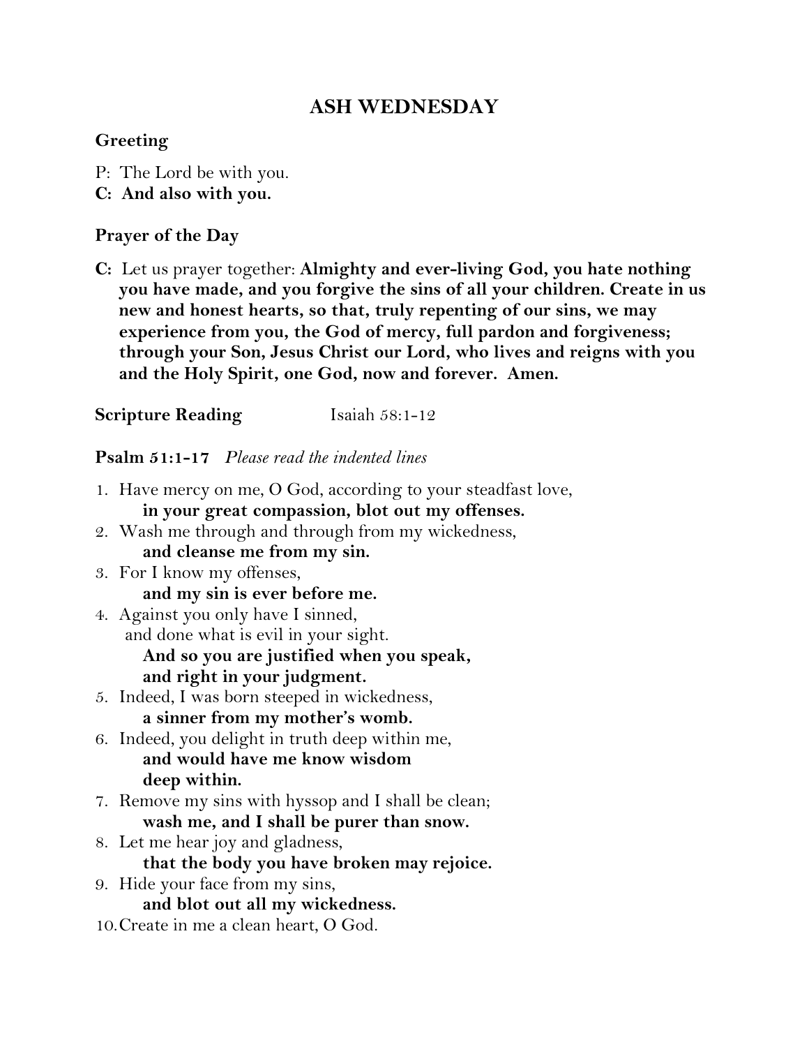# ASH WEDNESDAY

### Greeting

P: The Lord be with you.
**C: And also with you.**

### Prayer of the Day

**C:** Let us prayer together: **Almighty and ever-living God, you hate nothing you have made, and you forgive the sins of all your children. Create in us new and honest hearts, so that, truly repenting of our sins, we may experience from you, the God of mercy, full pardon and forgiveness; through your Son, Jesus Christ our Lord, who lives and reigns with you and the Holy Spirit, one God, now and forever. Amen.**

**Scripture Reading** Isaiah 58:1-12

**Psalm 51:1-17** *Please read the indented lines*

1. Have mercy on me, O God, according to your steadfast love,
   **in your great compassion, blot out my offenses.**
2. Wash me through and through from my wickedness,
   **and cleanse me from my sin.**
3. For I know my offenses,
   **and my sin is ever before me.**
4. Against you only have I sinned,
   and done what is evil in your sight.
   **And so you are justified when you speak,**
   **and right in your judgment.**
5. Indeed, I was born steeped in wickedness,
   **a sinner from my mother's womb.**
6. Indeed, you delight in truth deep within me,
   **and would have me know wisdom**
   **deep within.**
7. Remove my sins with hyssop and I shall be clean;
   **wash me, and I shall be purer than snow.**
8. Let me hear joy and gladness,
   **that the body you have broken may rejoice.**
9. Hide your face from my sins,
   **and blot out all my wickedness.**
10. Create in me a clean heart, O God.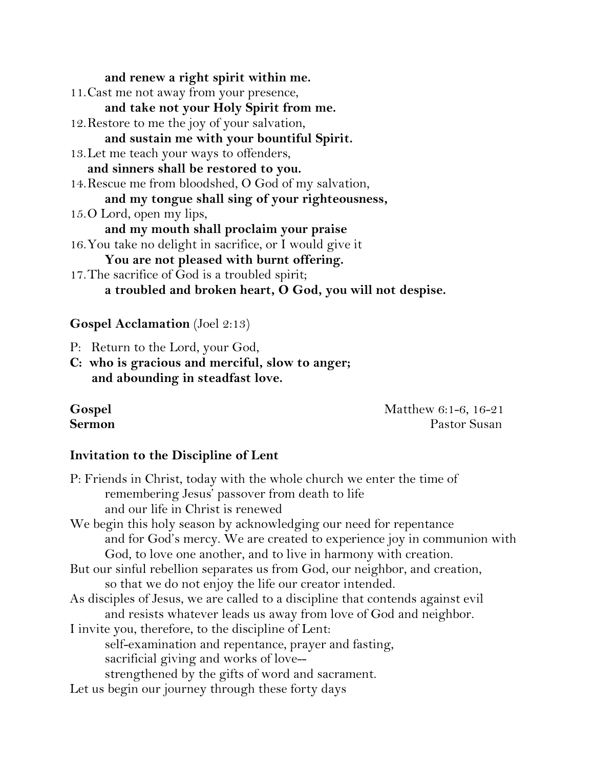**and renew a right spirit within me.**

11. Cast me not away from your presence,
    **and take not your Holy Spirit from me.**
12. Restore to me the joy of your salvation,
    **and sustain me with your bountiful Spirit.**
13. Let me teach your ways to offenders,
    **and sinners shall be restored to you.**
14. Rescue me from bloodshed, O God of my salvation,
    **and my tongue shall sing of your righteousness,**
15. O Lord, open my lips,
    **and my mouth shall proclaim your praise**
16. You take no delight in sacrifice, or I would give it
    **You are not pleased with burnt offering.**
17. The sacrifice of God is a troubled spirit;
    **a troubled and broken heart, O God, you will not despise.**

**Gospel Acclamation** (Joel 2:13)

P: Return to the Lord, your God,
**C: who is gracious and merciful, slow to anger;
and abounding in steadfast love.**

**Gospel** Matthew 6:1-6, 16-21
**Sermon** Pastor Susan

**Invitation to the Discipline of Lent**

P: Friends in Christ, today with the whole church we enter the time of
remembering Jesus' passover from death to life
and our life in Christ is renewed
We begin this holy season by acknowledging our need for repentance
and for God's mercy. We are created to experience joy in communion with
God, to love one another, and to live in harmony with creation.
But our sinful rebellion separates us from God, our neighbor, and creation,
so that we do not enjoy the life our creator intended.
As disciples of Jesus, we are called to a discipline that contends against evil
and resists whatever leads us away from love of God and neighbor.
I invite you, therefore, to the discipline of Lent:
self-examination and repentance, prayer and fasting,
sacrificial giving and works of love--
strengthened by the gifts of word and sacrament.
Let us begin our journey through these forty days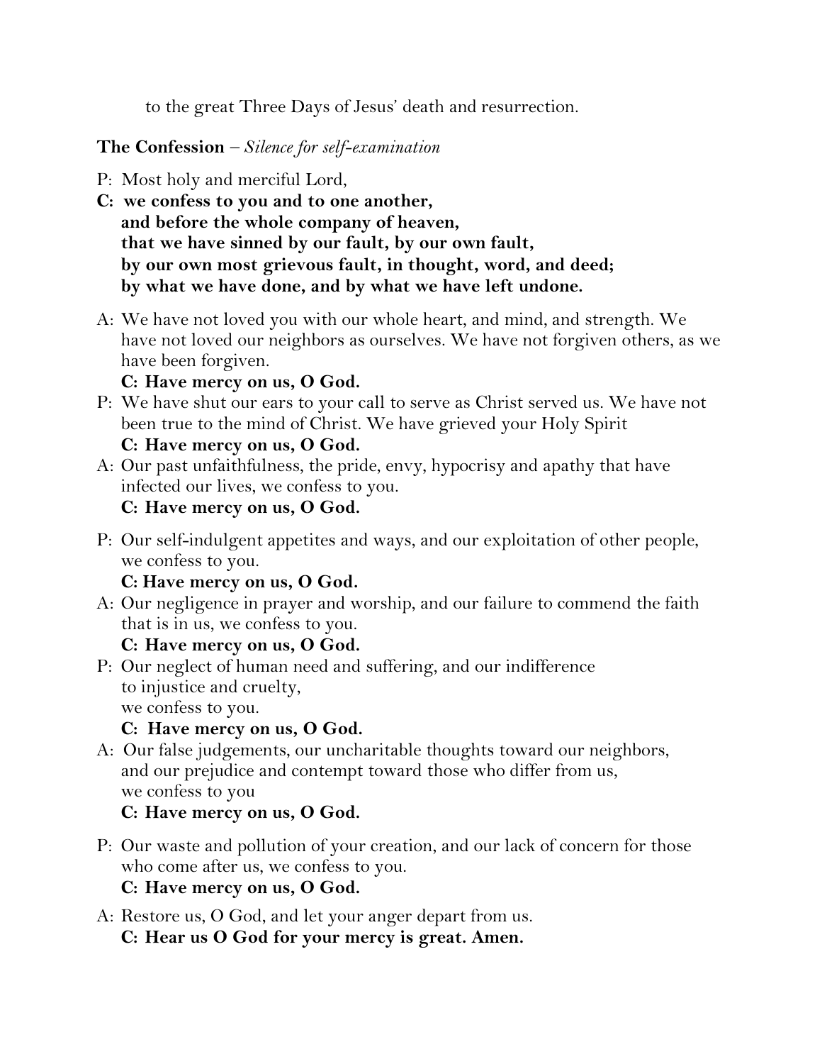to the great Three Days of Jesus' death and resurrection.

**The Confession** – *Silence for self-examination*

P: Most holy and merciful Lord,
**C: we confess to you and to one another,
and before the whole company of heaven,
that we have sinned by our fault, by our own fault,
by our own most grievous fault, in thought, word, and deed;
by what we have done, and by what we have left undone.**

A: We have not loved you with our whole heart, and mind, and strength. We have not loved our neighbors as ourselves. We have not forgiven others, as we have been forgiven.
**C: Have mercy on us, O God.**

P: We have shut our ears to your call to serve as Christ served us. We have not been true to the mind of Christ. We have grieved your Holy Spirit
**C: Have mercy on us, O God.**

A: Our past unfaithfulness, the pride, envy, hypocrisy and apathy that have infected our lives, we confess to you.
**C: Have mercy on us, O God.**

P: Our self-indulgent appetites and ways, and our exploitation of other people, we confess to you.
**C: Have mercy on us, O God.**

A: Our negligence in prayer and worship, and our failure to commend the faith that is in us, we confess to you.
**C: Have mercy on us, O God.**

P: Our neglect of human need and suffering, and our indifference to injustice and cruelty,
we confess to you.
**C: Have mercy on us, O God.**

A: Our false judgements, our uncharitable thoughts toward our neighbors, and our prejudice and contempt toward those who differ from us, we confess to you
**C: Have mercy on us, O God.**

P: Our waste and pollution of your creation, and our lack of concern for those who come after us, we confess to you.
**C: Have mercy on us, O God.**

A: Restore us, O God, and let your anger depart from us.
**C: Hear us O God for your mercy is great. Amen.**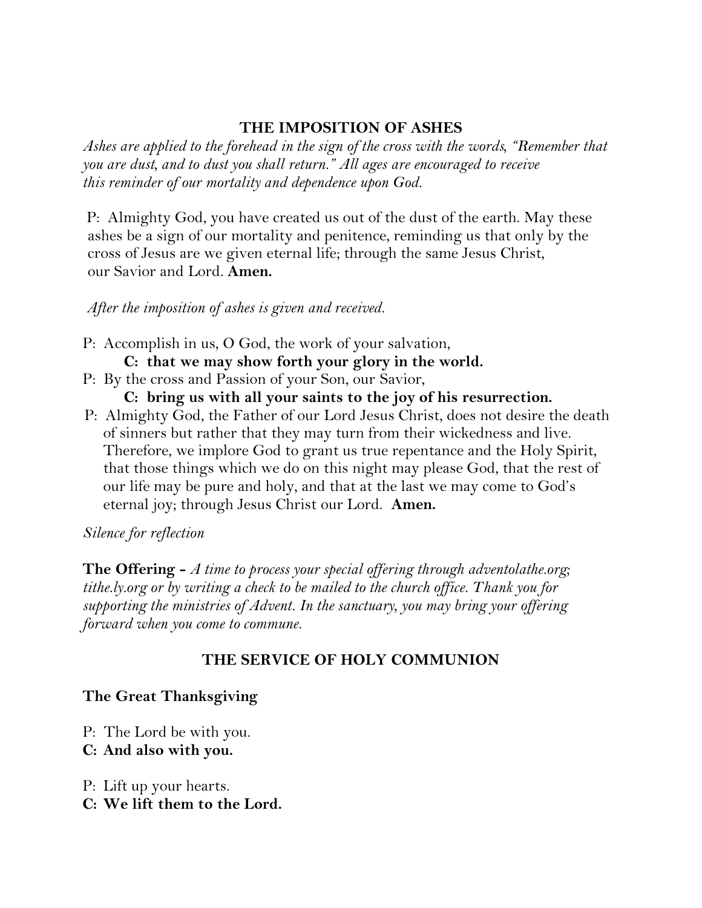## THE IMPOSITION OF ASHES

*Ashes are applied to the forehead in the sign of the cross with the words, "Remember that you are dust, and to dust you shall return." All ages are encouraged to receive this reminder of our mortality and dependence upon God.*

P: Almighty God, you have created us out of the dust of the earth. May these ashes be a sign of our mortality and penitence, reminding us that only by the cross of Jesus are we given eternal life; through the same Jesus Christ, our Savior and Lord. **Amen.**

*After the imposition of ashes is given and received.*

P: Accomplish in us, O God, the work of your salvation,
**C: that we may show forth your glory in the world.**
P: By the cross and Passion of your Son, our Savior,
**C: bring us with all your saints to the joy of his resurrection.**
P: Almighty God, the Father of our Lord Jesus Christ, does not desire the death of sinners but rather that they may turn from their wickedness and live. Therefore, we implore God to grant us true repentance and the Holy Spirit, that those things which we do on this night may please God, that the rest of our life may be pure and holy, and that at the last we may come to God's eternal joy; through Jesus Christ our Lord. **Amen.**

*Silence for reflection*

**The Offering -** *A time to process your special offering through adventolathe.org; tithe.ly.org or by writing a check to be mailed to the church office. Thank you for supporting the ministries of Advent. In the sanctuary, you may bring your offering forward when you come to commune.*

## THE SERVICE OF HOLY COMMUNION

### The Great Thanksgiving

P: The Lord be with you.
**C: And also with you.**

P: Lift up your hearts.
**C: We lift them to the Lord.**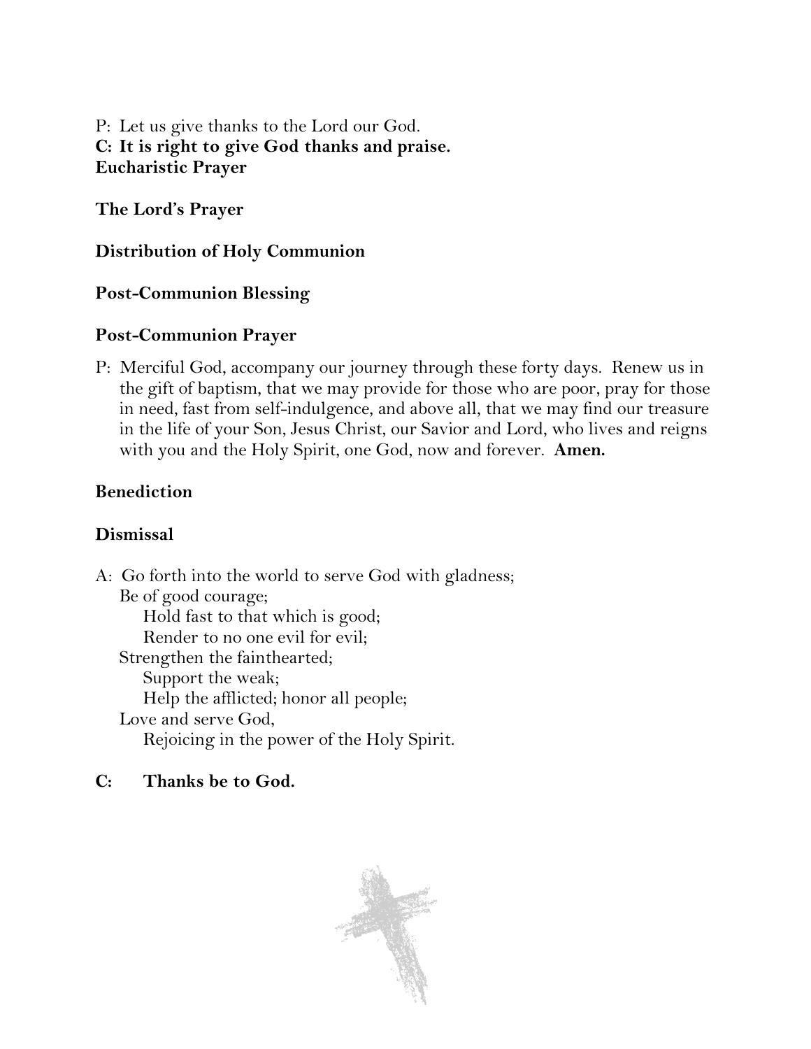P: Let us give thanks to the Lord our God.
**C: It is right to give God thanks and praise.**
**Eucharistic Prayer**

**The Lord's Prayer**

**Distribution of Holy Communion**

**Post-Communion Blessing**

**Post-Communion Prayer**

P: Merciful God, accompany our journey through these forty days. Renew us in the gift of baptism, that we may provide for those who are poor, pray for those in need, fast from self-indulgence, and above all, that we may find our treasure in the life of your Son, Jesus Christ, our Savior and Lord, who lives and reigns with you and the Holy Spirit, one God, now and forever. **Amen.**

**Benediction**

**Dismissal**

A: Go forth into the world to serve God with gladness;
Be of good courage;
Hold fast to that which is good;
Render to no one evil for evil;
Strengthen the fainthearted;
Support the weak;
Help the afflicted; honor all people;
Love and serve God,
Rejoicing in the power of the Holy Spirit.

**C: Thanks be to God.**